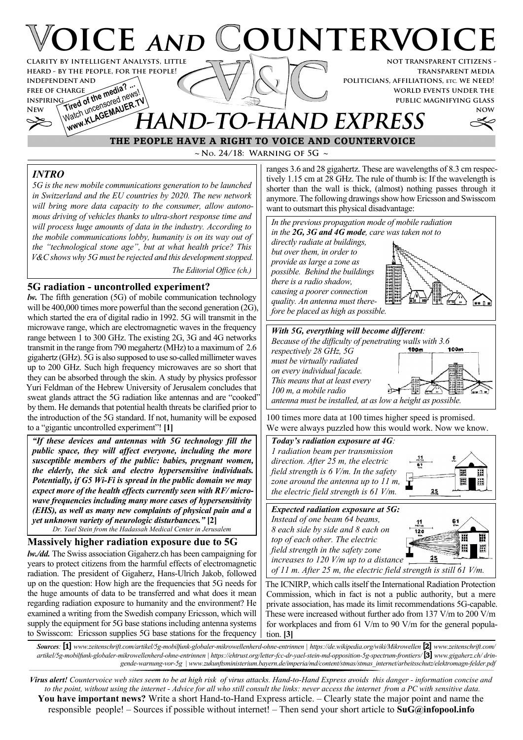# VOICE AND COUNTERVOICE

CLARITY BY INTELLIGENT ANALYSTS, LITTLE HEARD - BY THE PEOPLE, FOR THE PEOPLE! INDEPENDENT AND FREE OF CHARGE INSPIRING NEW

Tired of the media? ... Watch uncensored news! www.KLAGEMAUER.TV

NOT TRANSPARENT CITIZENS - TRANSPARENT MEDIA POLITICIANS, AFFILIATIONS, ETC. WE NEED! WORLD EVENTS UNDER THE PUBLIC MAGNIFYING GLASS NOW

## HAND-TO-HAND EXPRESS

**THE PEOPLE HAVE A RIGHT TO VOICE AND COUNTERVOICE**

~ No. 24/18: Warning of 5G ~

### *INTRO*

*5G is the new mobile communications generation to be launched in Switzerland and the EU countries by 2020. The new network will bring more data capacity to the consumer, allow autonomous driving of vehicles thanks to ultra-short response time and will process huge amounts of data in the industry. According to the mobile communications lobby, humanity is on its way out of the "technological stone age", but at what health price? This V&C shows why 5G must be rejected and this development stopped.*

*The Editorial Office (ch.)*

### 5G radiation - uncontrolled experiment?

***lw.*** The fifth generation (5G) of mobile communication technology will be 400,000 times more powerful than the second generation (2G), which started the era of digital radio in 1992. 5G will transmit in the microwave range, which are electromagnetic waves in the frequency range between 1 to 300 GHz. The existing 2G, 3G and 4G networks transmit in the range from 790 megahertz (MHz) to a maximum of 2.6 gigahertz (GHz). 5G is also supposed to use so-called millimeter waves up to 200 GHz. Such high frequency microwaves are so short that they can be absorbed through the skin. A study by physics professor Yuri Feldman of the Hebrew University of Jerusalem concludes that sweat glands attract the 5G radiation like antennas and are "cooked" by them. He demands that potential health threats be clarified prior to the introduction of the 5G standard. If not, humanity will be exposed to a "gigantic uncontrolled experiment"! **[1]**

***"If these devices and antennas with 5G technology fill the public space, they will affect everyone, including the more susceptible members of the public: babies, pregnant women, the elderly, the sick and electro hypersensitive individuals. Potentially, if G5 Wi-Fi is spread in the public domain we may expect more of the health effects currently seen with RF/ microwave frequencies including many more cases of hypersensitivity (EHS), as well as many new complaints of physical pain and a yet unknown variety of neurologic disturbances."* [2]**

*Dr. Yael Stein from the Hadassah Medical Center in Jerusalem*

### Massively higher radiation exposure due to 5G

***lw./dd.*** The Swiss association Gigaherz.ch has been campaigning for years to protect citizens from the harmful effects of electromagnetic radiation. The president of Gigaherz, Hans-Ulrich Jakob, followed up on the question: How high are the frequencies that 5G needs for the huge amounts of data to be transferred and what does it mean regarding radiation exposure to humanity and the environment? He examined a writing from the Swedish company Ericsson, which will supply the equipment for 5G base stations including antenna systems to Swisscom: Ericsson supplies 5G base stations for the frequency ranges 3.6 and 28 gigahertz. These are wavelengths of 8.3 cm respectively 1.15 cm at 28 GHz. The rule of thumb is: If the wavelength is shorter than the wall is thick, (almost) nothing passes through it anymore. The following drawings show how Ericsson and Swisscom want to outsmart this physical disadvantage:

*In the previous propagation mode of mobile radiation in the **2G, 3G and 4G mode**, care was taken not to directly radiate at buildings, but over them, in order to provide as large a zone as possible. Behind the buildings there is a radio shadow, causing a poorer connection quality. An antenna must therefore be placed as high as possible.*

***With 5G, everything will become different:*** *Because of the difficulty of penetrating walls with 3.6 respectively 28 GHz, 5G must be virtually radiated on every individual facade. This means that at least every 100 m, a mobile radio antenna must be installed, at as low a height as possible.*

100m 100m

100 times more data at 100 times higher speed is promised. We were always puzzled how this would work. Now we know.

***Today's radiation exposure at 4G:*** *1 radiation beam per transmission direction. After 25 m, the electric field strength is 6 V/m. In the safety zone around the antenna up to 11 m, the electric field strength is 61 V/m.*

***Expected radiation exposure at 5G:*** *Instead of one beam 64 beams, 8 each side by side and 8 each on top of each other. The electric field strength in the safety zone increases to 120 V/m up to a distance of 11 m. After 25 m, the electric field strength is still 61 V/m.*

The ICNIRP, which calls itself the International Radiation Protection Commission, which in fact is not a public authority, but a mere private association, has made its limit recommendations 5G-capable. These were increased without further ado from 137 V/m to 200 V/m for workplaces and from 61 V/m to 90 V/m for the general population. **[3]**

***Sources:*** **[1]** *www.zeitenschrift.com/artikel/5g-mobilfunk-globaler-mikrowellenherd-ohne-entrinnen | https://de.wikipedia.org/wiki/Mikrowellen* **[2]** *www.zeitenschrift.com/artikel/5g-mobilfunk-globaler-mikrowellenherd-ohne-entrinnen | https://ehtrust.org/letter-fcc-dr-yael-stein-md-opposition-5g-spectrum-frontiers/* **[3]** *www.gigaherz.ch/ dringende-warnung-vor-5g | www.zukunftsministerium.bayern.de/imperia/md/content/stmas/stmas_internet/arbeitsschutz/elektromagn-felder.pdf*

***Virus alert!*** *Countervoice web sites seem to be at high risk of virus attacks. Hand-to-Hand Express avoids this danger - information concise and to the point, without using the internet - Advice for all who still consult the links: never access the internet from a PC with sensitive data.*

**You have important news?** Write a short Hand-to-Hand Express article. – Clearly state the major point and name the responsible people! – Sources if possible without internet! – Then send your short article to **SuG@infopool.info**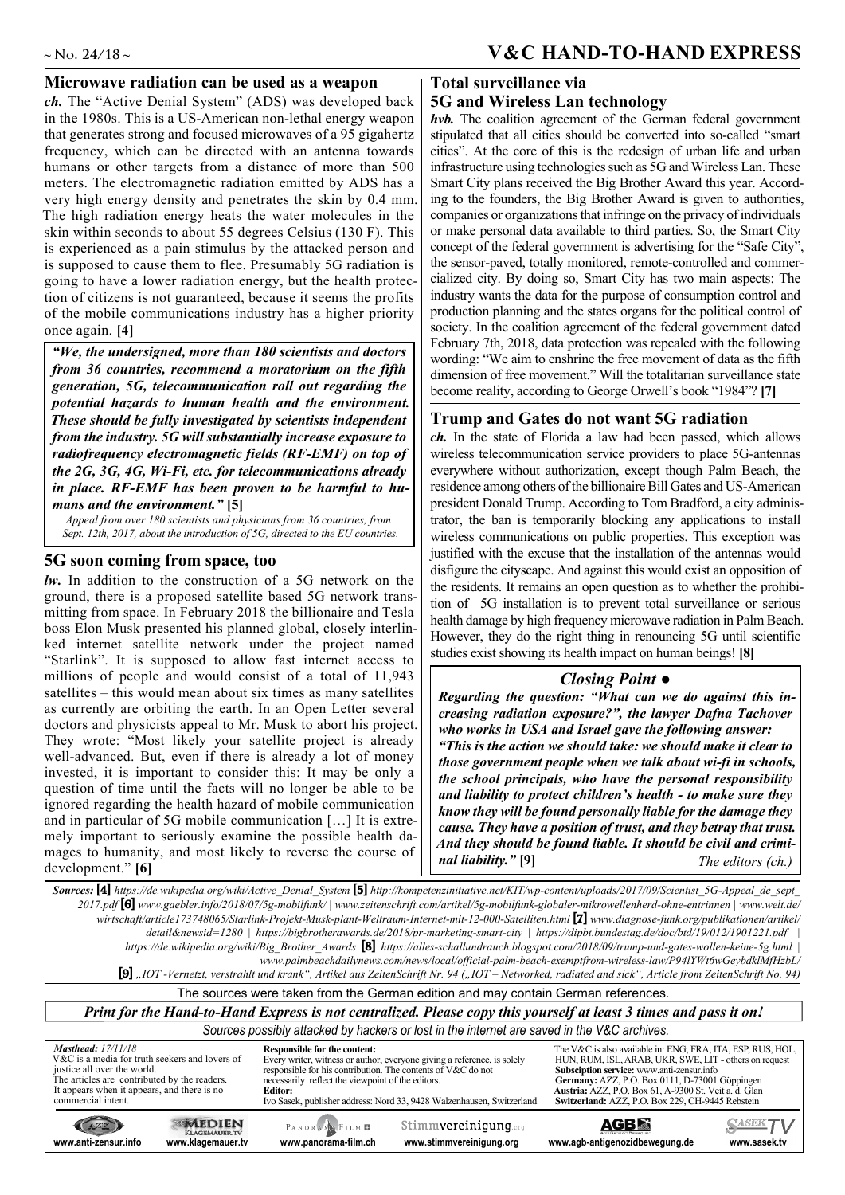## Microwave radiation can be used as a weapon

*ch.* The "Active Denial System" (ADS) was developed back in the 1980s. This is a US-American non-lethal energy weapon that generates strong and focused microwaves of a 95 gigahertz frequency, which can be directed with an antenna towards humans or other targets from a distance of more than 500 meters. The electromagnetic radiation emitted by ADS has a very high energy density and penetrates the skin by 0.4 mm. The high radiation energy heats the water molecules in the skin within seconds to about 55 degrees Celsius (130 F). This is experienced as a pain stimulus by the attacked person and is supposed to cause them to flee. Presumably 5G radiation is going to have a lower radiation energy, but the health protection of citizens is not guaranteed, because it seems the profits of the mobile communications industry has a higher priority once again. **[4]**

***"We, the undersigned, more than 180 scientists and doctors from 36 countries, recommend a moratorium on the fifth generation, 5G, telecommunication roll out regarding the potential hazards to human health and the environment. These should be fully investigated by scientists independent from the industry. 5G will substantially increase exposure to radiofrequency electromagnetic fields (RF-EMF) on top of the 2G, 3G, 4G, Wi-Fi, etc. for telecommunications already in place. RF-EMF has been proven to be harmful to humans and the environment."*** **[5]**

*Appeal from over 180 scientists and physicians from 36 countries, from Sept. 12th, 2017, about the introduction of 5G, directed to the EU countries.*

## 5G soon coming from space, too

*lw.* In addition to the construction of a 5G network on the ground, there is a proposed satellite based 5G network transmitting from space. In February 2018 the billionaire and Tesla boss Elon Musk presented his planned global, closely interlinked internet satellite network under the project named "Starlink". It is supposed to allow fast internet access to millions of people and would consist of a total of 11,943 satellites – this would mean about six times as many satellites as currently are orbiting the earth. In an Open Letter several doctors and physicists appeal to Mr. Musk to abort his project. They wrote: "Most likely your satellite project is already well-advanced. But, even if there is already a lot of money invested, it is important to consider this: It may be only a question of time until the facts will no longer be able to be ignored regarding the health hazard of mobile communication and in particular of 5G mobile communication […] It is extremely important to seriously examine the possible health damages to humanity, and most likely to reverse the course of development." **[6]**

## Total surveillance via 5G and Wireless Lan technology

*hvb.* The coalition agreement of the German federal government stipulated that all cities should be converted into so-called "smart cities". At the core of this is the redesign of urban life and urban infrastructure using technologies such as 5G and Wireless Lan. These Smart City plans received the Big Brother Award this year. According to the founders, the Big Brother Award is given to authorities, companies or organizations that infringe on the privacy of individuals or make personal data available to third parties. So, the Smart City concept of the federal government is advertising for the "Safe City", the sensor-paved, totally monitored, remote-controlled and commercialized city. By doing so, Smart City has two main aspects: The industry wants the data for the purpose of consumption control and production planning and the states organs for the political control of society. In the coalition agreement of the federal government dated February 7th, 2018, data protection was repealed with the following wording: "We aim to enshrine the free movement of data as the fifth dimension of free movement." Will the totalitarian surveillance state become reality, according to George Orwell's book "1984"? **[7]**

## Trump and Gates do not want 5G radiation

*ch.* In the state of Florida a law had been passed, which allows wireless telecommunication service providers to place 5G-antennas everywhere without authorization, except though Palm Beach, the residence among others of the billionaire Bill Gates and US-American president Donald Trump. According to Tom Bradford, a city administrator, the ban is temporarily blocking any applications to install wireless communications on public properties. This exception was justified with the excuse that the installation of the antennas would disfigure the cityscape. And against this would exist an opposition of the residents. It remains an open question as to whether the prohibition of 5G installation is to prevent total surveillance or serious health damage by high frequency microwave radiation in Palm Beach. However, they do the right thing in renouncing 5G until scientific studies exist showing its health impact on human beings! **[8]**

### *Closing Point ●*

***Regarding the question: "What can we do against this increasing radiation exposure?", the lawyer Dafna Tachover who works in USA and Israel gave the following answer: "This is the action we should take: we should make it clear to those government people when we talk about wi-fi in schools, the school principals, who have the personal responsibility and liability to protect children's health - to make sure they know they will be found personally liable for the damage they cause. They have a position of trust, and they betray that trust. And they should be found liable. It should be civil and criminal liability."*** **[9]**

*The editors (ch.)*

***Sources:*** **[4]** *https://de.wikipedia.org/wiki/Active_Denial_System* **[5]** *http://kompetenzinitiative.net/KIT/wp-content/uploads/2017/09/Scientist_5G-Appeal_de_sept_2017.pdf* **[6]** *www.gaebler.info/2018/07/5g-mobilfunk/ | www.zeitenschrift.com/artikel/5g-mobilfunk-globaler-mikrowellenherd-ohne-entrinnen | www.welt.de/wirtschaft/article173748065/Starlink-Projekt-Musk-plant-Weltraum-Internet-mit-12-000-Satelliten.html* **[7]** *www.diagnose-funk.org/publikationen/artikel/detail&newsid=1280 | https://bigbrotherawards.de/2018/pr-marketing-smart-city | https://dipbt.bundestag.de/doc/btd/19/012/1901221.pdf | https://de.wikipedia.org/wiki/Big_Brother_Awards* **[8]** *https://alles-schallundrauch.blogspot.com/2018/09/trump-und-gates-wollen-keine-5g.html | www.palmbeachdailynews.com/news/local/official-palm-beach-exemptfrom-wireless-law/P94lYWt6wGeybdklMfHzbL/* **[9]** *„IOT -Vernetzt, verstrahlt und krank", Artikel aus ZeitenSchrift Nr. 94 („IOT – Networked, radiated and sick", Article from ZeitenSchrift No. 94)*

The sources were taken from the German edition and may contain German references.

***Print for the Hand-to-Hand Express is not centralized. Please copy this yourself at least 3 times and pass it on!***

*Sources possibly attacked by hackers or lost in the internet are saved in the V&C archives.*

*Masthead: 17/11/18*
V&C is a media for truth seekers and lovers of justice all over the world.
The articles are contributed by the readers.
It appears when it appears, and there is no commercial intent.

**Responsible for the content:**
Every writer, witness or author, everyone giving a reference, is solely responsible for his contribution. The contents of V&C do not necessarily reflect the viewpoint of the editors.
**Editor:**
Ivo Sasek, publisher address: Nord 33, 9428 Walzenhausen, Switzerland

The V&C is also available in: ENG, FRA, ITA, ESP, RUS, HOL, HUN, RUM, ISL, ARAB, UKR, SWE, LIT - others on request
**Subsciption service:** www.anti-zensur.info
**Germany:** AZZ, P.O. Box 0111, D-73001 Göppingen
**Austria:** AZZ, P.O. Box 61, A-9300 St. Veit a. d. Glan
**Switzerland:** AZZ, P.O. Box 229, CH-9445 Rebstein

www.anti-zensur.info | www.klagemauer.tv | www.panorama-film.ch | www.stimmvereinigung.org | www.agb-antigenozidbewegung.de | www.sasek.tv